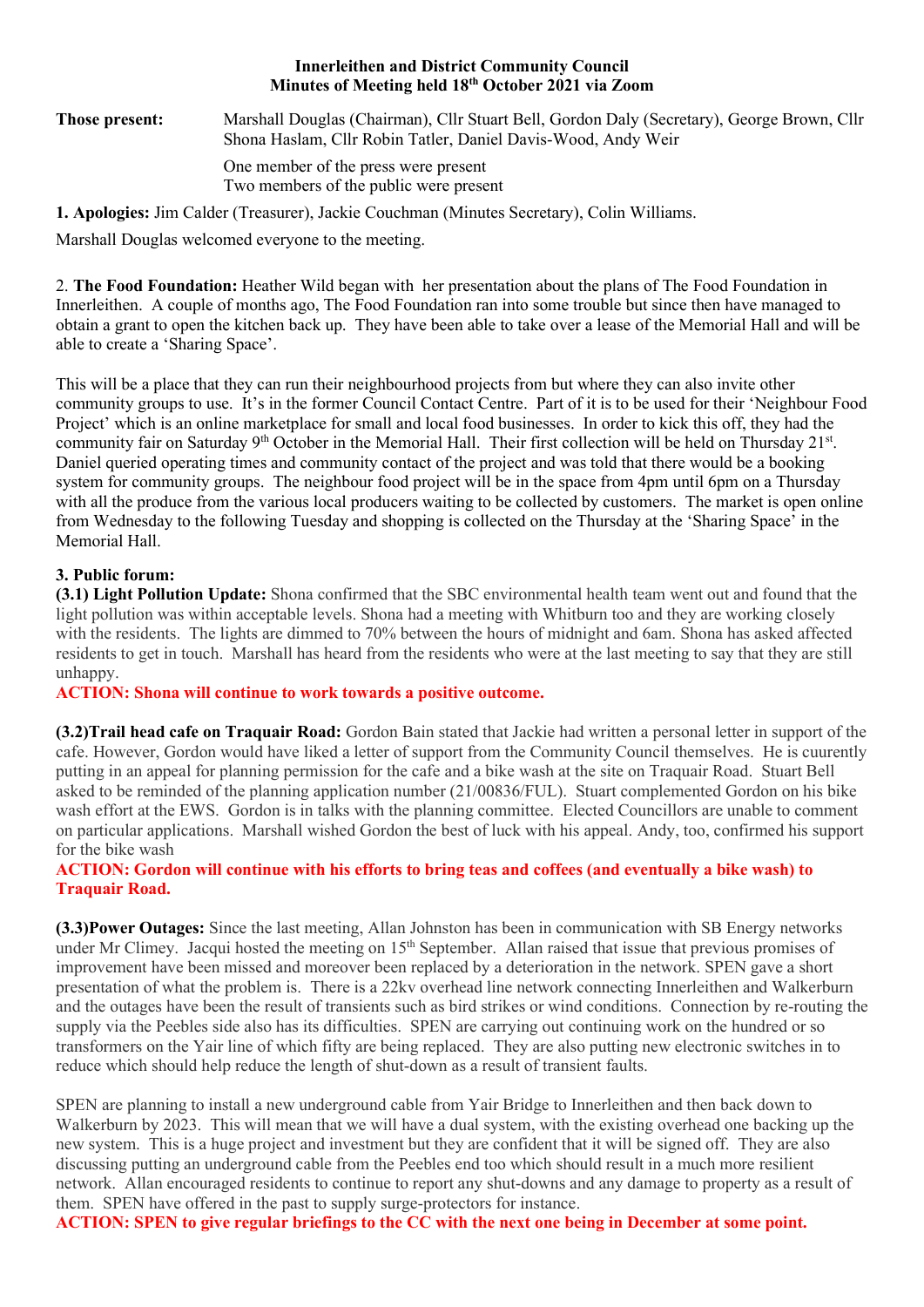**Innerleithen and District Community Council**
**Minutes of Meeting held 18th October 2021 via Zoom**

**Those present:** Marshall Douglas (Chairman), Cllr Stuart Bell, Gordon Daly (Secretary), George Brown, Cllr Shona Haslam, Cllr Robin Tatler, Daniel Davis-Wood, Andy Weir

One member of the press were present
Two members of the public were present

**1. Apologies:** Jim Calder (Treasurer), Jackie Couchman (Minutes Secretary), Colin Williams.

Marshall Douglas welcomed everyone to the meeting.

2. **The Food Foundation:** Heather Wild began with her presentation about the plans of The Food Foundation in Innerleithen. A couple of months ago, The Food Foundation ran into some trouble but since then have managed to obtain a grant to open the kitchen back up. They have been able to take over a lease of the Memorial Hall and will be able to create a 'Sharing Space'.

This will be a place that they can run their neighbourhood projects from but where they can also invite other community groups to use. It's in the former Council Contact Centre. Part of it is to be used for their 'Neighbour Food Project' which is an online marketplace for small and local food businesses. In order to kick this off, they had the community fair on Saturday 9th October in the Memorial Hall. Their first collection will be held on Thursday 21st. Daniel queried operating times and community contact of the project and was told that there would be a booking system for community groups. The neighbour food project will be in the space from 4pm until 6pm on a Thursday with all the produce from the various local producers waiting to be collected by customers. The market is open online from Wednesday to the following Tuesday and shopping is collected on the Thursday at the 'Sharing Space' in the Memorial Hall.

**3. Public forum:**

**(3.1) Light Pollution Update:** Shona confirmed that the SBC environmental health team went out and found that the light pollution was within acceptable levels. Shona had a meeting with Whitburn too and they are working closely with the residents. The lights are dimmed to 70% between the hours of midnight and 6am. Shona has asked affected residents to get in touch. Marshall has heard from the residents who were at the last meeting to say that they are still unhappy.

**ACTION: Shona will continue to work towards a positive outcome.**

**(3.2)Trail head cafe on Traquair Road:** Gordon Bain stated that Jackie had written a personal letter in support of the cafe. However, Gordon would have liked a letter of support from the Community Council themselves. He is cuurently putting in an appeal for planning permission for the cafe and a bike wash at the site on Traquair Road. Stuart Bell asked to be reminded of the planning application number (21/00836/FUL). Stuart complemented Gordon on his bike wash effort at the EWS. Gordon is in talks with the planning committee. Elected Councillors are unable to comment on particular applications. Marshall wished Gordon the best of luck with his appeal. Andy, too, confirmed his support for the bike wash

**ACTION: Gordon will continue with his efforts to bring teas and coffees (and eventually a bike wash) to Traquair Road.**

**(3.3)Power Outages:** Since the last meeting, Allan Johnston has been in communication with SB Energy networks under Mr Climey. Jacqui hosted the meeting on 15th September. Allan raised that issue that previous promises of improvement have been missed and moreover been replaced by a deterioration in the network. SPEN gave a short presentation of what the problem is. There is a 22kv overhead line network connecting Innerleithen and Walkerburn and the outages have been the result of transients such as bird strikes or wind conditions. Connection by re-routing the supply via the Peebles side also has its difficulties. SPEN are carrying out continuing work on the hundred or so transformers on the Yair line of which fifty are being replaced. They are also putting new electronic switches in to reduce which should help reduce the length of shut-down as a result of transient faults.

SPEN are planning to install a new underground cable from Yair Bridge to Innerleithen and then back down to Walkerburn by 2023. This will mean that we will have a dual system, with the existing overhead one backing up the new system. This is a huge project and investment but they are confident that it will be signed off. They are also discussing putting an underground cable from the Peebles end too which should result in a much more resilient network. Allan encouraged residents to continue to report any shut-downs and any damage to property as a result of them. SPEN have offered in the past to supply surge-protectors for instance.

**ACTION: SPEN to give regular briefings to the CC with the next one being in December at some point.**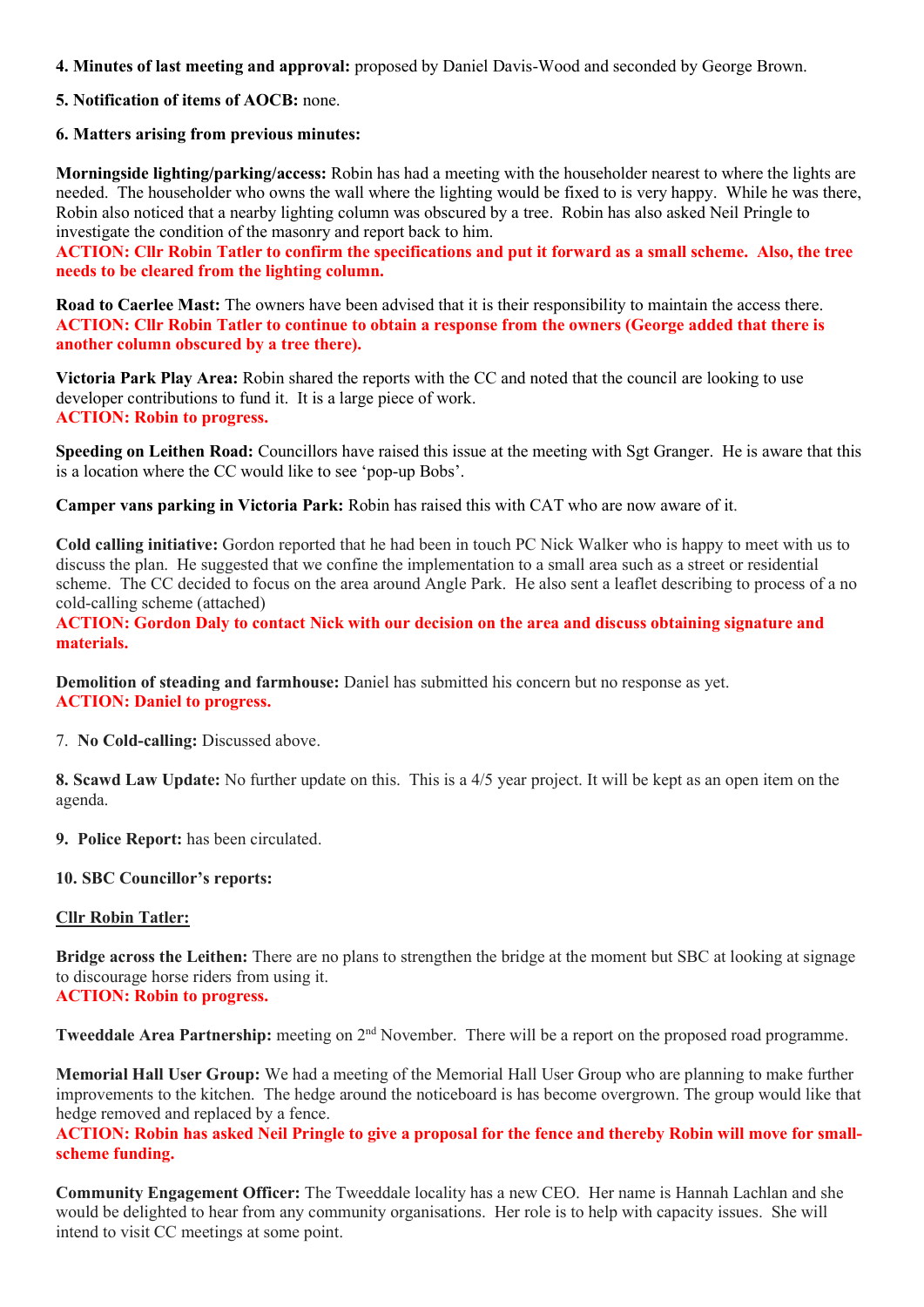**4. Minutes of last meeting and approval:** proposed by Daniel Davis-Wood and seconded by George Brown.

**5. Notification of items of AOCB:** none.

**6. Matters arising from previous minutes:**

**Morningside lighting/parking/access:** Robin has had a meeting with the householder nearest to where the lights are needed. The householder who owns the wall where the lighting would be fixed to is very happy. While he was there, Robin also noticed that a nearby lighting column was obscured by a tree. Robin has also asked Neil Pringle to investigate the condition of the masonry and report back to him.
**ACTION: Cllr Robin Tatler to confirm the specifications and put it forward as a small scheme. Also, the tree needs to be cleared from the lighting column.**

**Road to Caerlee Mast:** The owners have been advised that it is their responsibility to maintain the access there.
**ACTION: Cllr Robin Tatler to continue to obtain a response from the owners (George added that there is another column obscured by a tree there).**

**Victoria Park Play Area:** Robin shared the reports with the CC and noted that the council are looking to use developer contributions to fund it. It is a large piece of work.
**ACTION: Robin to progress.**

**Speeding on Leithen Road:** Councillors have raised this issue at the meeting with Sgt Granger. He is aware that this is a location where the CC would like to see 'pop-up Bobs'.

**Camper vans parking in Victoria Park:** Robin has raised this with CAT who are now aware of it.

**Cold calling initiative:** Gordon reported that he had been in touch PC Nick Walker who is happy to meet with us to discuss the plan. He suggested that we confine the implementation to a small area such as a street or residential scheme. The CC decided to focus on the area around Angle Park. He also sent a leaflet describing to process of a no cold-calling scheme (attached)
**ACTION: Gordon Daly to contact Nick with our decision on the area and discuss obtaining signature and materials.**

**Demolition of steading and farmhouse:** Daniel has submitted his concern but no response as yet.
**ACTION: Daniel to progress.**

7. **No Cold-calling:** Discussed above.

**8. Scawd Law Update:** No further update on this. This is a 4/5 year project. It will be kept as an open item on the agenda.

**9. Police Report:** has been circulated.

**10. SBC Councillor's reports:**

**Cllr Robin Tatler:**

**Bridge across the Leithen:** There are no plans to strengthen the bridge at the moment but SBC at looking at signage to discourage horse riders from using it.
**ACTION: Robin to progress.**

**Tweeddale Area Partnership:** meeting on 2nd November. There will be a report on the proposed road programme.

**Memorial Hall User Group:** We had a meeting of the Memorial Hall User Group who are planning to make further improvements to the kitchen. The hedge around the noticeboard is has become overgrown. The group would like that hedge removed and replaced by a fence.
**ACTION: Robin has asked Neil Pringle to give a proposal for the fence and thereby Robin will move for small-scheme funding.**

**Community Engagement Officer:** The Tweeddale locality has a new CEO. Her name is Hannah Lachlan and she would be delighted to hear from any community organisations. Her role is to help with capacity issues. She will intend to visit CC meetings at some point.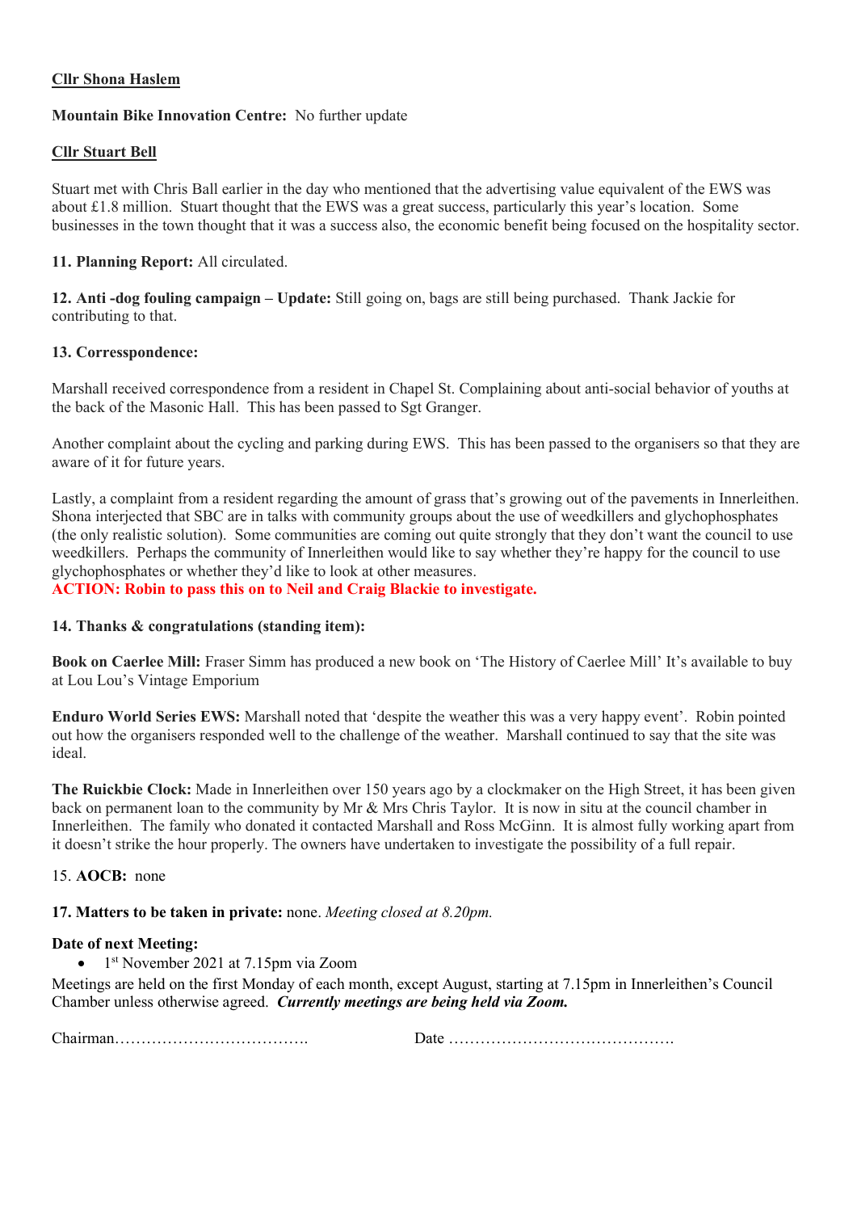**Cllr Shona Haslem**

**Mountain Bike Innovation Centre:** No further update

**Cllr Stuart Bell**

Stuart met with Chris Ball earlier in the day who mentioned that the advertising value equivalent of the EWS was about £1.8 million. Stuart thought that the EWS was a great success, particularly this year's location. Some businesses in the town thought that it was a success also, the economic benefit being focused on the hospitality sector.

**11. Planning Report:** All circulated.

**12. Anti -dog fouling campaign – Update:** Still going on, bags are still being purchased. Thank Jackie for contributing to that.

**13. Corresspondence:**

Marshall received correspondence from a resident in Chapel St. Complaining about anti-social behavior of youths at the back of the Masonic Hall. This has been passed to Sgt Granger.

Another complaint about the cycling and parking during EWS. This has been passed to the organisers so that they are aware of it for future years.

Lastly, a complaint from a resident regarding the amount of grass that's growing out of the pavements in Innerleithen. Shona interjected that SBC are in talks with community groups about the use of weedkillers and glychophosphates (the only realistic solution). Some communities are coming out quite strongly that they don't want the council to use weedkillers. Perhaps the community of Innerleithen would like to say whether they're happy for the council to use glychophosphates or whether they'd like to look at other measures.
**ACTION: Robin to pass this on to Neil and Craig Blackie to investigate.**

**14. Thanks & congratulations (standing item):**

**Book on Caerlee Mill:** Fraser Simm has produced a new book on 'The History of Caerlee Mill' It's available to buy at Lou Lou's Vintage Emporium

**Enduro World Series EWS:** Marshall noted that 'despite the weather this was a very happy event'. Robin pointed out how the organisers responded well to the challenge of the weather. Marshall continued to say that the site was ideal.

**The Ruickbie Clock:** Made in Innerleithen over 150 years ago by a clockmaker on the High Street, it has been given back on permanent loan to the community by Mr & Mrs Chris Taylor. It is now in situ at the council chamber in Innerleithen. The family who donated it contacted Marshall and Ross McGinn. It is almost fully working apart from it doesn't strike the hour properly. The owners have undertaken to investigate the possibility of a full repair.

15. **AOCB:** none

**17. Matters to be taken in private:** none. *Meeting closed at 8.20pm.*

**Date of next Meeting:**

- 1st November 2021 at 7.15pm via Zoom

Meetings are held on the first Monday of each month, except August, starting at 7.15pm in Innerleithen's Council Chamber unless otherwise agreed. ***Currently meetings are being held via Zoom.***

Chairman………………………………. Date …………………………………….